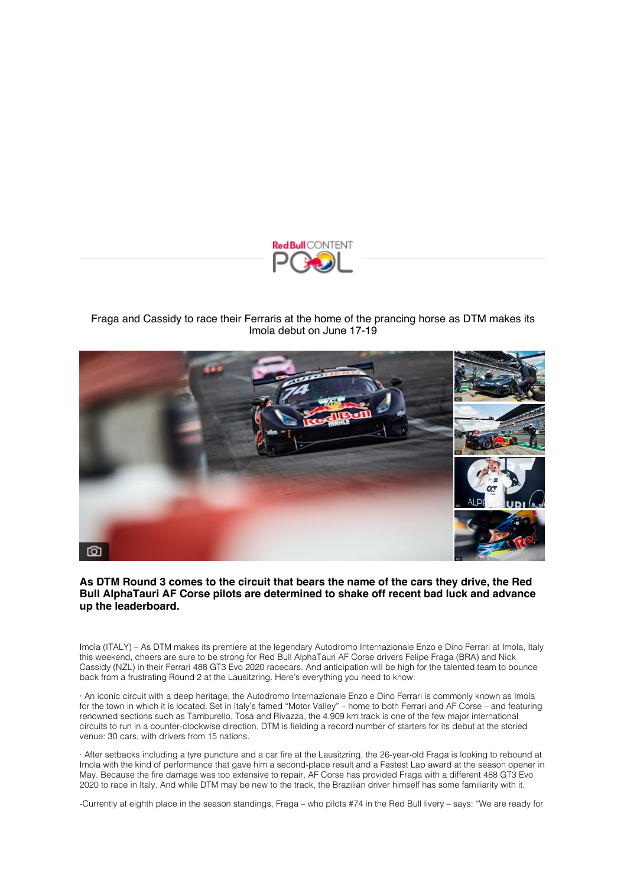Fraga and Cassidy to race their Ferraris at the home of the prancing horse as DTM makes its Imola debut on June 17-19

**As DTM Round 3 comes to the circuit that bears the name of the cars they drive, the Red Bull AlphaTauri AF Corse pilots are determined to shake off recent bad luck and advance up the leaderboard.**

Imola (ITALY) – As DTM makes its premiere at the legendary Autodromo Internazionale Enzo e Dino Ferrari at Imola, Italy this weekend, cheers are sure to be strong for Red Bull AlphaTauri AF Corse drivers Felipe Fraga (BRA) and Nick Cassidy (NZL) in their Ferrari 488 GT3 Evo 2020 racecars. And anticipation will be high for the talented team to bounce back from a frustrating Round 2 at the Lausitzring. Here's everything you need to know:

· An iconic circuit with a deep heritage, the Autodromo Internazionale Enzo e Dino Ferrari is commonly known as Imola for the town in which it is located. Set in Italy's famed "Motor Valley" – home to both Ferrari and AF Corse – and featuring renowned sections such as Tamburello, Tosa and Rivazza, the 4.909 km track is one of the few major international circuits to run in a counter-clockwise direction. DTM is fielding a record number of starters for its debut at the storied venue: 30 cars, with drivers from 15 nations.

· After setbacks including a tyre puncture and a car fire at the Lausitzring, the 26-year-old Fraga is looking to rebound at Imola with the kind of performance that gave him a second-place result and a Fastest Lap award at the season opener in May. Because the fire damage was too extensive to repair, AF Corse has provided Fraga with a different 488 GT3 Evo 2020 to race in Italy. And while DTM may be new to the track, the Brazilian driver himself has some familiarity with it.

-Currently at eighth place in the season standings, Fraga – who pilots #74 in the Red Bull livery – says: "We are ready for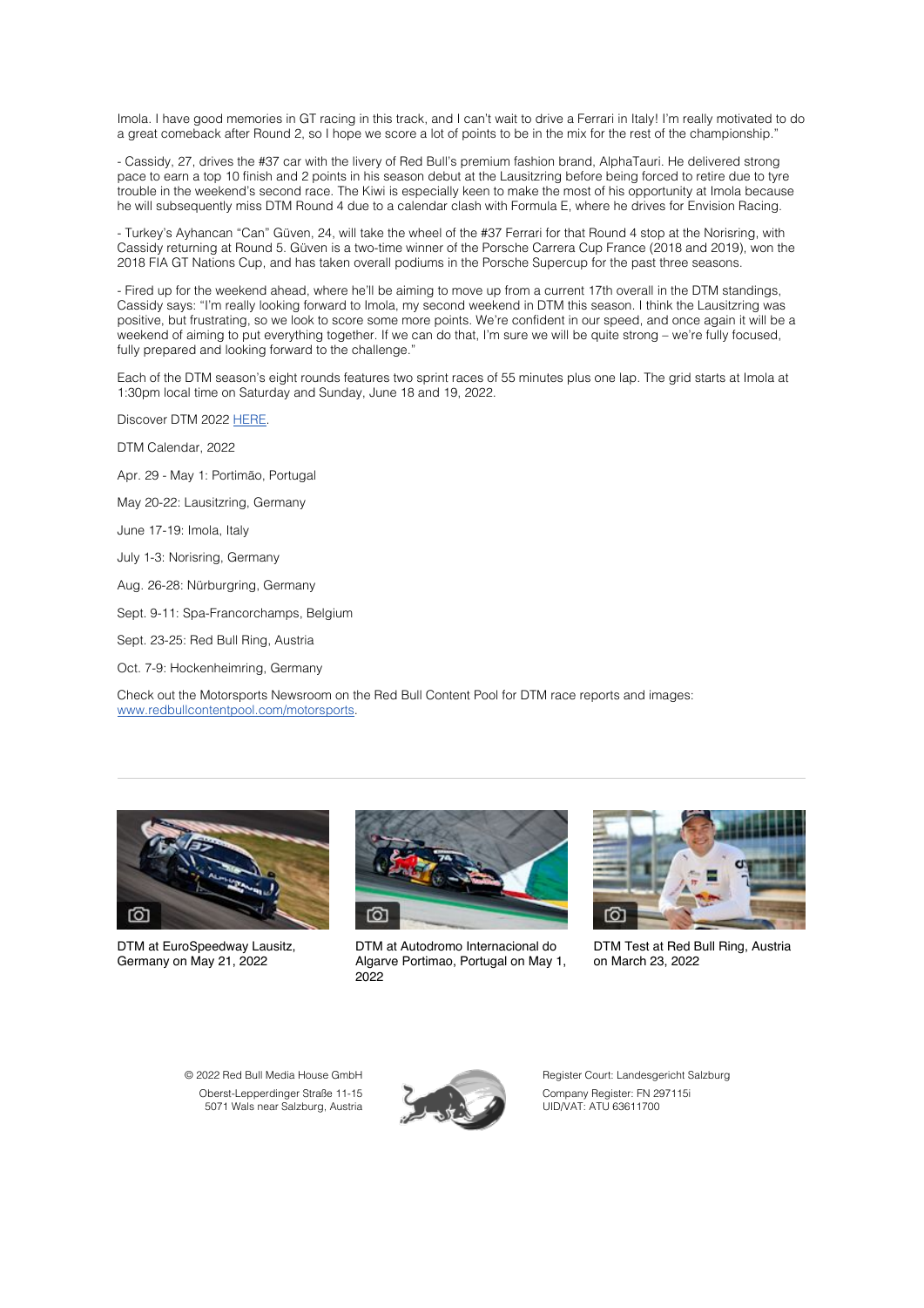Imola. I have good memories in GT racing in this track, and I can't wait to drive a Ferrari in Italy! I'm really motivated to do a great comeback after Round 2, so I hope we score a lot of points to be in the mix for the rest of the championship."

- Cassidy, 27, drives the #37 car with the livery of Red Bull's premium fashion brand, AlphaTauri. He delivered strong pace to earn a top 10 finish and 2 points in his season debut at the Lausitzring before being forced to retire due to tyre trouble in the weekend's second race. The Kiwi is especially keen to make the most of his opportunity at Imola because he will subsequently miss DTM Round 4 due to a calendar clash with Formula E, where he drives for Envision Racing.

- Turkey's Ayhancan "Can" Güven, 24, will take the wheel of the #37 Ferrari for that Round 4 stop at the Norisring, with Cassidy returning at Round 5. Güven is a two-time winner of the Porsche Carrera Cup France (2018 and 2019), won the 2018 FIA GT Nations Cup, and has taken overall podiums in the Porsche Supercup for the past three seasons.

- Fired up for the weekend ahead, where he'll be aiming to move up from a current 17th overall in the DTM standings, Cassidy says: "I'm really looking forward to Imola, my second weekend in DTM this season. I think the Lausitzring was positive, but frustrating, so we look to score some more points. We're confident in our speed, and once again it will be a weekend of aiming to put everything together. If we can do that, I'm sure we will be quite strong – we're fully focused, fully prepared and looking forward to the challenge."

Each of the DTM season's eight rounds features two sprint races of 55 minutes plus one lap. The grid starts at Imola at 1:30pm local time on Saturday and Sunday, June 18 and 19, 2022.

Discover DTM 2022 [HERE](#).

DTM Calendar, 2022

Apr. 29 - May 1: Portimão, Portugal

May 20-22: Lausitzring, Germany

June 17-19: Imola, Italy

July 1-3: Norisring, Germany

Aug. 26-28: Nürburgring, Germany

Sept. 9-11: Spa-Francorchamps, Belgium

Sept. 23-25: Red Bull Ring, Austria

Oct. 7-9: Hockenheimring, Germany

Check out the Motorsports Newsroom on the Red Bull Content Pool for DTM race reports and images: [www.redbullcontentpool.com/motorsports](http://www.redbullcontentpool.com/motorsports).

---

DTM at EuroSpeedway Lausitz, Germany on May 21, 2022

DTM at Autodromo Internacional do Algarve Portimao, Portugal on May 1, 2022

DTM Test at Red Bull Ring, Austria on March 23, 2022

© 2022 Red Bull Media House GmbH
Oberst-Lepperdinger Straße 11-15
5071 Wals near Salzburg, Austria

Register Court: Landesgericht Salzburg
Company Register: FN 297115i
UID/VAT: ATU 63611700